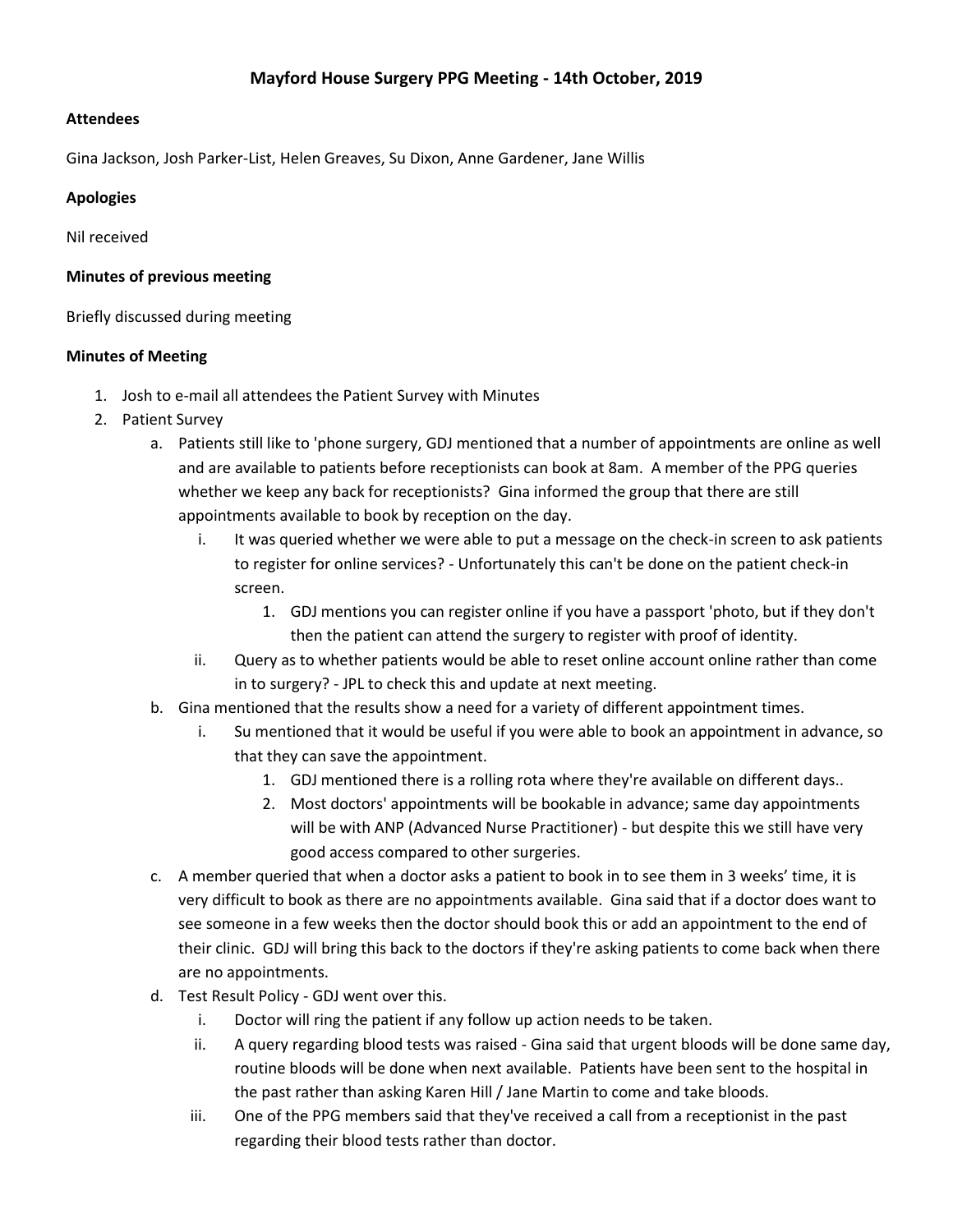# Mayford House Surgery PPG Meeting - 14th October, 2019

**Attendees**

Gina Jackson, Josh Parker-List, Helen Greaves, Su Dixon, Anne Gardener, Jane Willis

**Apologies**

Nil received

**Minutes of previous meeting**

Briefly discussed during meeting

**Minutes of Meeting**

1. Josh to e-mail all attendees the Patient Survey with Minutes
2. Patient Survey
    a. Patients still like to 'phone surgery, GDJ mentioned that a number of appointments are online as well and are available to patients before receptionists can book at 8am. A member of the PPG queries whether we keep any back for receptionists? Gina informed the group that there are still appointments available to book by reception on the day.
        i. It was queried whether we were able to put a message on the check-in screen to ask patients to register for online services? - Unfortunately this can't be done on the patient check-in screen.
            1. GDJ mentions you can register online if you have a passport 'photo, but if they don't then the patient can attend the surgery to register with proof of identity.
        ii. Query as to whether patients would be able to reset online account online rather than come in to surgery? - JPL to check this and update at next meeting.
    b. Gina mentioned that the results show a need for a variety of different appointment times.
        i. Su mentioned that it would be useful if you were able to book an appointment in advance, so that they can save the appointment.
            1. GDJ mentioned there is a rolling rota where they're available on different days..
            2. Most doctors' appointments will be bookable in advance; same day appointments will be with ANP (Advanced Nurse Practitioner) - but despite this we still have very good access compared to other surgeries.
    c. A member queried that when a doctor asks a patient to book in to see them in 3 weeks' time, it is very difficult to book as there are no appointments available. Gina said that if a doctor does want to see someone in a few weeks then the doctor should book this or add an appointment to the end of their clinic. GDJ will bring this back to the doctors if they're asking patients to come back when there are no appointments.
    d. Test Result Policy - GDJ went over this.
        i. Doctor will ring the patient if any follow up action needs to be taken.
        ii. A query regarding blood tests was raised - Gina said that urgent bloods will be done same day, routine bloods will be done when next available. Patients have been sent to the hospital in the past rather than asking Karen Hill / Jane Martin to come and take bloods.
        iii. One of the PPG members said that they've received a call from a receptionist in the past regarding their blood tests rather than doctor.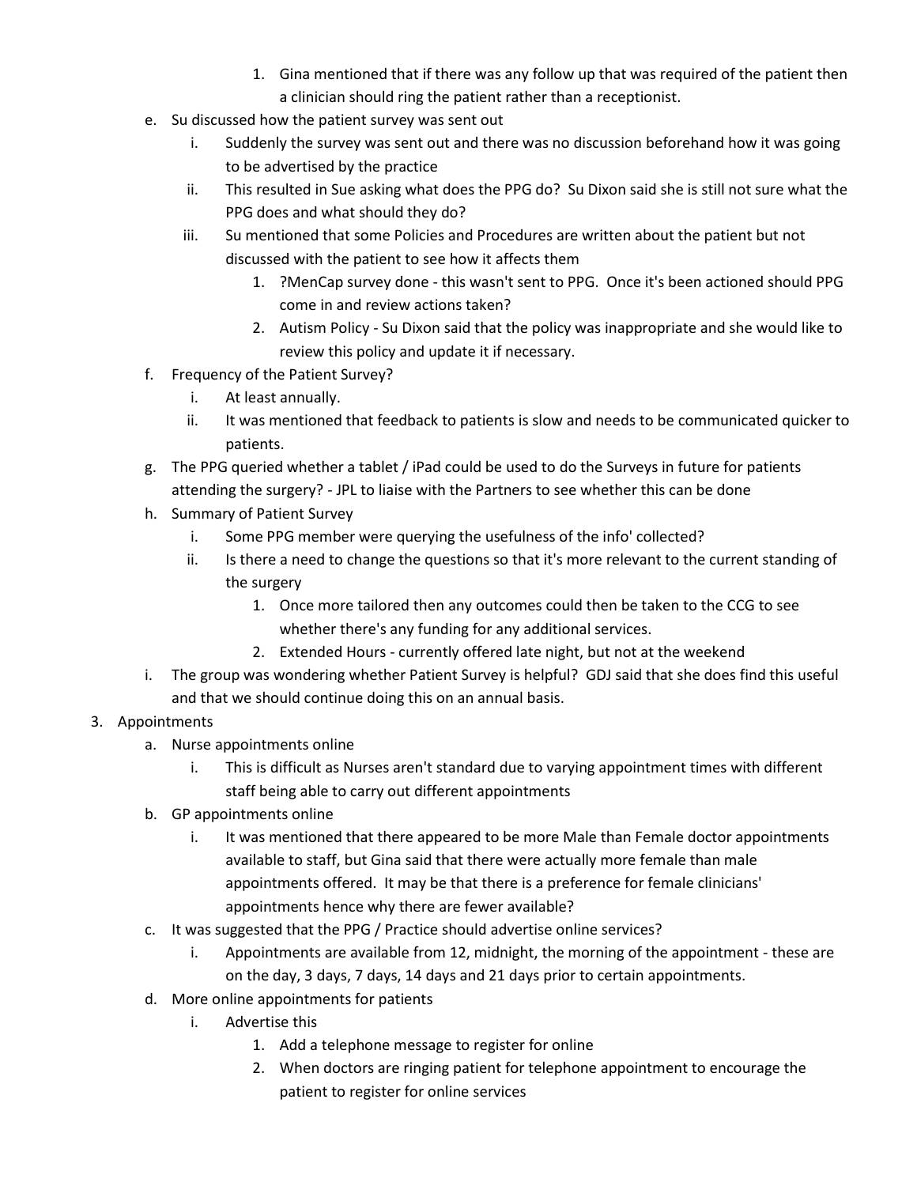1. Gina mentioned that if there was any follow up that was required of the patient then a clinician should ring the patient rather than a receptionist.

    e. Su discussed how the patient survey was sent out
        i. Suddenly the survey was sent out and there was no discussion beforehand how it was going to be advertised by the practice
        ii. This resulted in Sue asking what does the PPG do? Su Dixon said she is still not sure what the PPG does and what should they do?
        iii. Su mentioned that some Policies and Procedures are written about the patient but not discussed with the patient to see how it affects them
            1. ?MenCap survey done - this wasn't sent to PPG. Once it's been actioned should PPG come in and review actions taken?
            2. Autism Policy - Su Dixon said that the policy was inappropriate and she would like to review this policy and update it if necessary.
    f. Frequency of the Patient Survey?
        i. At least annually.
        ii. It was mentioned that feedback to patients is slow and needs to be communicated quicker to patients.
    g. The PPG queried whether a tablet / iPad could be used to do the Surveys in future for patients attending the surgery? - JPL to liaise with the Partners to see whether this can be done
    h. Summary of Patient Survey
        i. Some PPG member were querying the usefulness of the info' collected?
        ii. Is there a need to change the questions so that it's more relevant to the current standing of the surgery
            1. Once more tailored then any outcomes could then be taken to the CCG to see whether there's any funding for any additional services.
            2. Extended Hours - currently offered late night, but not at the weekend
    i. The group was wondering whether Patient Survey is helpful? GDJ said that she does find this useful and that we should continue doing this on an annual basis.

3. Appointments
    a. Nurse appointments online
        i. This is difficult as Nurses aren't standard due to varying appointment times with different staff being able to carry out different appointments
    b. GP appointments online
        i. It was mentioned that there appeared to be more Male than Female doctor appointments available to staff, but Gina said that there were actually more female than male appointments offered. It may be that there is a preference for female clinicians' appointments hence why there are fewer available?
    c. It was suggested that the PPG / Practice should advertise online services?
        i. Appointments are available from 12, midnight, the morning of the appointment - these are on the day, 3 days, 7 days, 14 days and 21 days prior to certain appointments.
    d. More online appointments for patients
        i. Advertise this
            1. Add a telephone message to register for online
            2. When doctors are ringing patient for telephone appointment to encourage the patient to register for online services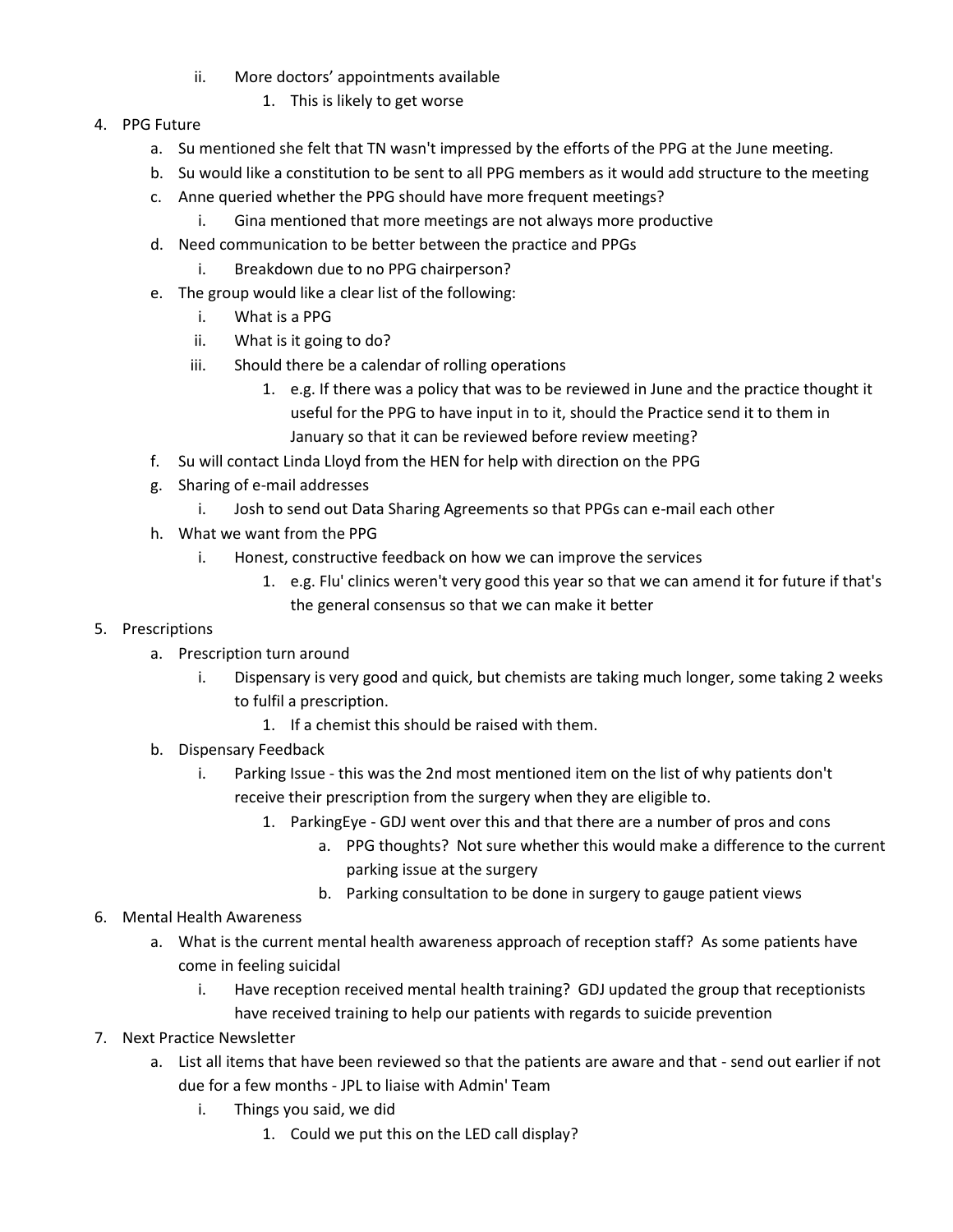- ii. More doctors' appointments available
    1. This is likely to get worse

4. PPG Future
   a. Su mentioned she felt that TN wasn't impressed by the efforts of the PPG at the June meeting.
   b. Su would like a constitution to be sent to all PPG members as it would add structure to the meeting
   c. Anne queried whether the PPG should have more frequent meetings?
      i. Gina mentioned that more meetings are not always more productive
   d. Need communication to be better between the practice and PPGs
      i. Breakdown due to no PPG chairperson?
   e. The group would like a clear list of the following:
      i. What is a PPG
      ii. What is it going to do?
      iii. Should there be a calendar of rolling operations
         1. e.g. If there was a policy that was to be reviewed in June and the practice thought it useful for the PPG to have input in to it, should the Practice send it to them in January so that it can be reviewed before review meeting?
   f. Su will contact Linda Lloyd from the HEN for help with direction on the PPG
   g. Sharing of e-mail addresses
      i. Josh to send out Data Sharing Agreements so that PPGs can e-mail each other
   h. What we want from the PPG
      i. Honest, constructive feedback on how we can improve the services
         1. e.g. Flu' clinics weren't very good this year so that we can amend it for future if that's the general consensus so that we can make it better

5. Prescriptions
   a. Prescription turn around
      i. Dispensary is very good and quick, but chemists are taking much longer, some taking 2 weeks to fulfil a prescription.
         1. If a chemist this should be raised with them.
   b. Dispensary Feedback
      i. Parking Issue - this was the 2nd most mentioned item on the list of why patients don't receive their prescription from the surgery when they are eligible to.
         1. ParkingEye - GDJ went over this and that there are a number of pros and cons
            a. PPG thoughts? Not sure whether this would make a difference to the current parking issue at the surgery
            b. Parking consultation to be done in surgery to gauge patient views

6. Mental Health Awareness
   a. What is the current mental health awareness approach of reception staff? As some patients have come in feeling suicidal
      i. Have reception received mental health training? GDJ updated the group that receptionists have received training to help our patients with regards to suicide prevention

7. Next Practice Newsletter
   a. List all items that have been reviewed so that the patients are aware and that - send out earlier if not due for a few months - JPL to liaise with Admin' Team
      i. Things you said, we did
         1. Could we put this on the LED call display?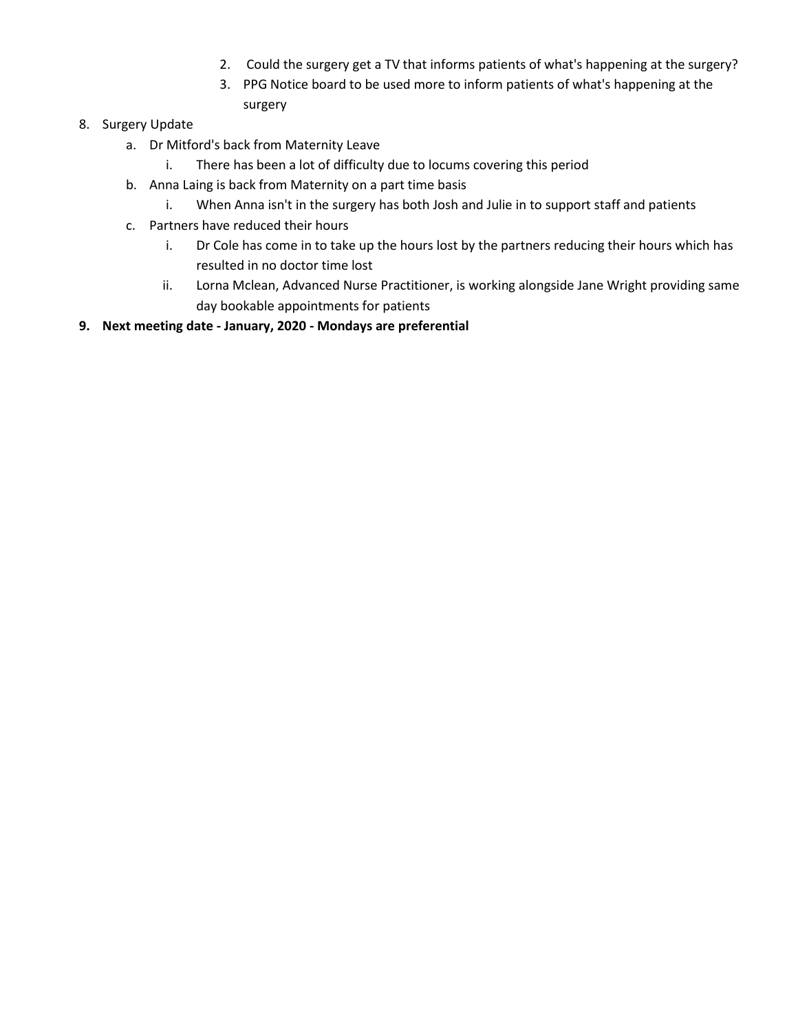2. Could the surgery get a TV that informs patients of what's happening at the surgery?
    3. PPG Notice board to be used more to inform patients of what's happening at the surgery

8. Surgery Update
    a. Dr Mitford's back from Maternity Leave
        i. There has been a lot of difficulty due to locums covering this period
    b. Anna Laing is back from Maternity on a part time basis
        i. When Anna isn't in the surgery has both Josh and Julie in to support staff and patients
    c. Partners have reduced their hours
        i. Dr Cole has come in to take up the hours lost by the partners reducing their hours which has resulted in no doctor time lost
        ii. Lorna Mclean, Advanced Nurse Practitioner, is working alongside Jane Wright providing same day bookable appointments for patients

**9. Next meeting date - January, 2020 - Mondays are preferential**